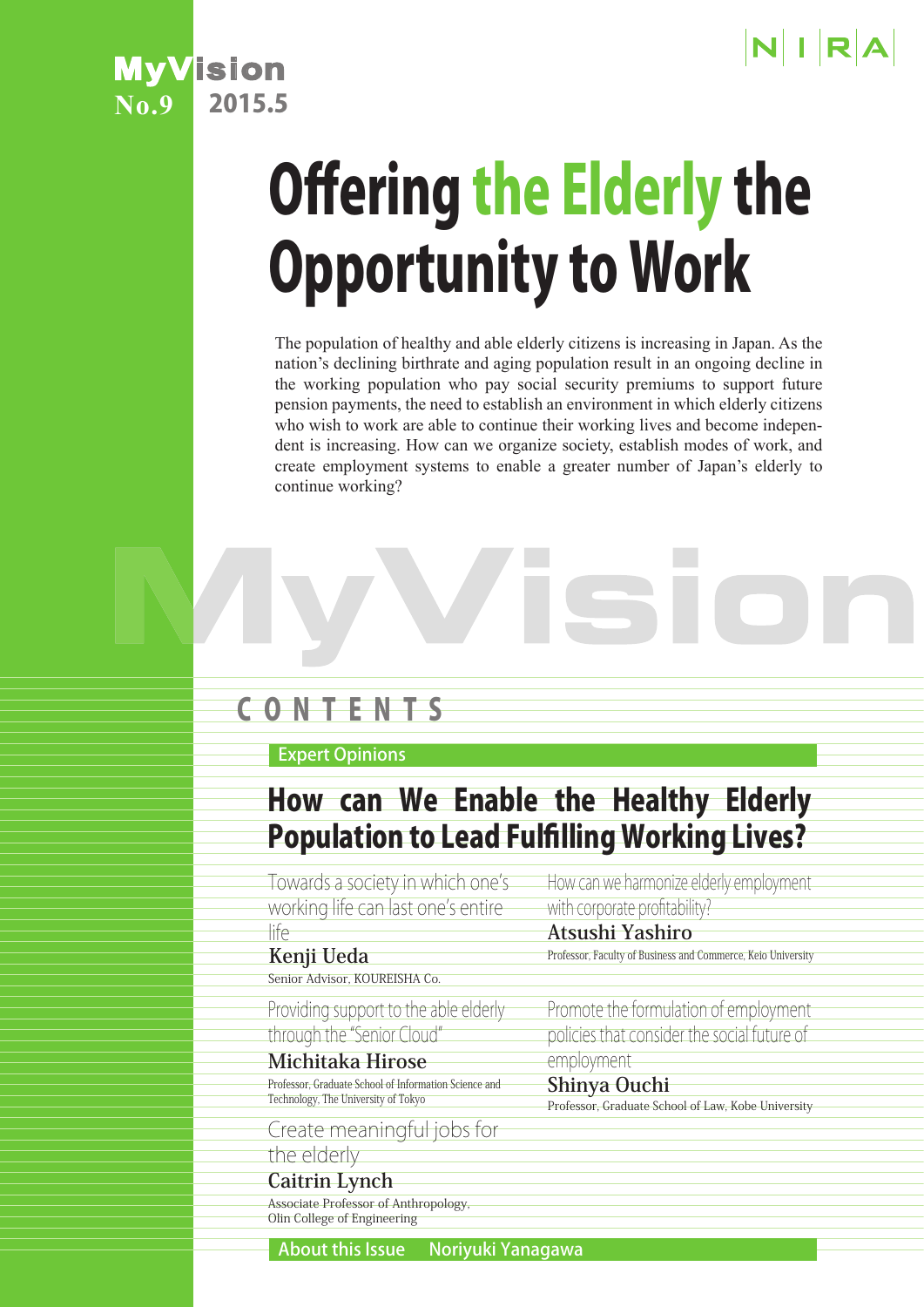MyVision No.9 2015.5

NIRA

# Offering the Elderly the Opportunity to Work

The population of healthy and able elderly citizens is increasing in Japan. As the nation's declining birthrate and aging population result in an ongoing decline in the working population who pay social security premiums to support future pension payments, the need to establish an environment in which elderly citizens who wish to work are able to continue their working lives and become independent is increasing. How can we organize society, establish modes of work, and create employment systems to enable a greater number of Japan's elderly to continue working?

## CONTENTS

### Expert Opinions

## How can We Enable the Healthy Elderly Population to Lead Fulfilling Working Lives?

Towards a society in which one's working life can last one's entire life
**Kenji Ueda**
Senior Advisor, KOUREISHA Co.

Providing support to the able elderly through the "Senior Cloud"
**Michitaka Hirose**
Professor, Graduate School of Information Science and Technology, The University of Tokyo

Create meaningful jobs for the elderly
**Caitrin Lynch**
Associate Professor of Anthropology, Olin College of Engineering

How can we harmonize elderly employment with corporate profitability?
**Atsushi Yashiro**
Professor, Faculty of Business and Commerce, Keio University

Promote the formulation of employment policies that consider the social future of employment
**Shinya Ouchi**
Professor, Graduate School of Law, Kobe University

### About this Issue Noriyuki Yanagawa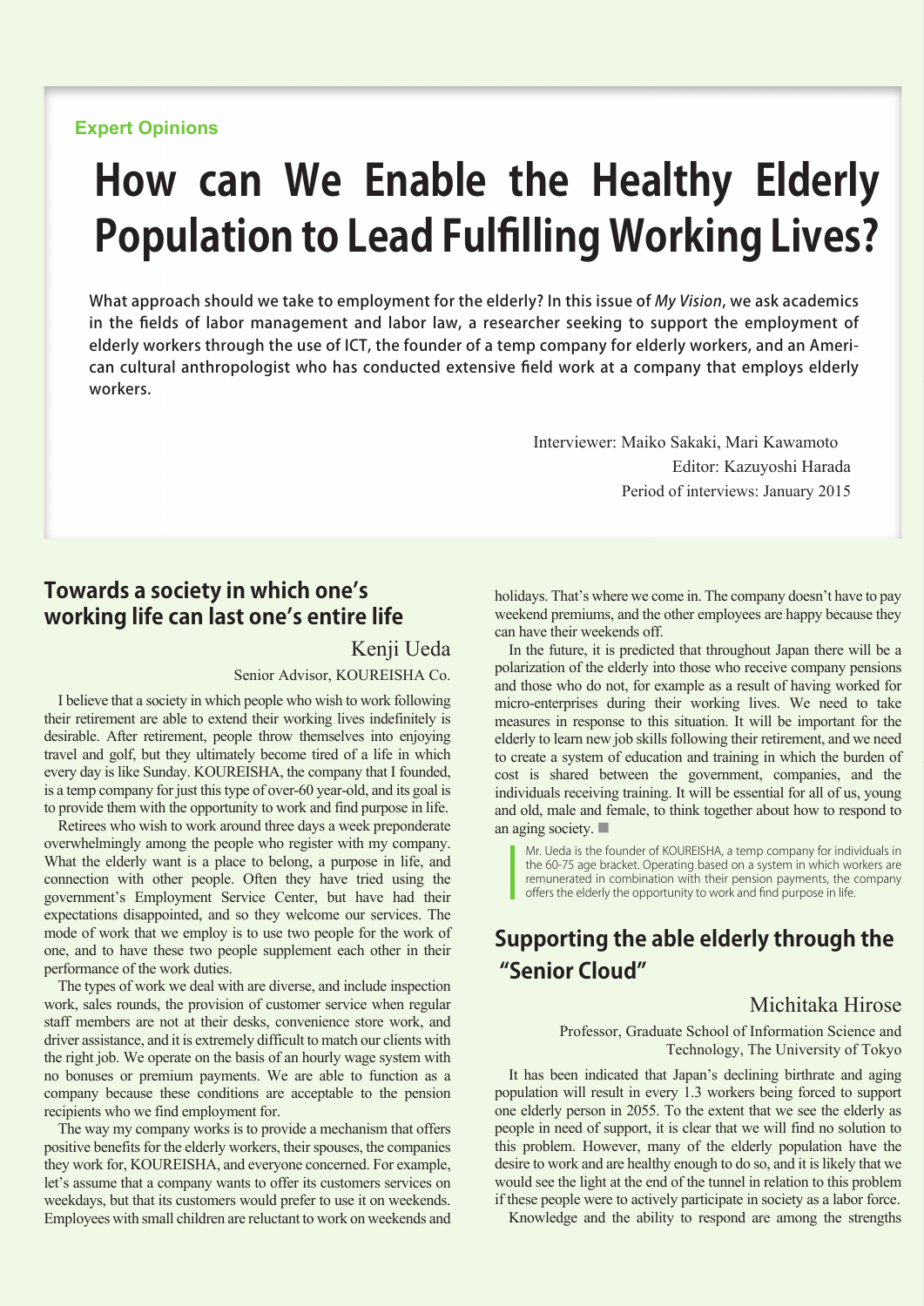Expert Opinions

# How can We Enable the Healthy Elderly Population to Lead Fulfilling Working Lives?

**What approach should we take to employment for the elderly? In this issue of *My Vision*, we ask academics in the fields of labor management and labor law, a researcher seeking to support the employment of elderly workers through the use of ICT, the founder of a temp company for elderly workers, and an American cultural anthropologist who has conducted extensive field work at a company that employs elderly workers.**

Interviewer: Maiko Sakaki, Mari Kawamoto
Editor: Kazuyoshi Harada
Period of interviews: January 2015

## Towards a society in which one's working life can last one's entire life

Kenji Ueda

Senior Advisor, KOUREISHA Co.

I believe that a society in which people who wish to work following their retirement are able to extend their working lives indefinitely is desirable. After retirement, people throw themselves into enjoying travel and golf, but they ultimately become tired of a life in which every day is like Sunday. KOUREISHA, the company that I founded, is a temp company for just this type of over-60 year-old, and its goal is to provide them with the opportunity to work and find purpose in life.

Retirees who wish to work around three days a week preponderate overwhelmingly among the people who register with my company. What the elderly want is a place to belong, a purpose in life, and connection with other people. Often they have tried using the government's Employment Service Center, but have had their expectations disappointed, and so they welcome our services. The mode of work that we employ is to use two people for the work of one, and to have these two people supplement each other in their performance of the work duties.

The types of work we deal with are diverse, and include inspection work, sales rounds, the provision of customer service when regular staff members are not at their desks, convenience store work, and driver assistance, and it is extremely difficult to match our clients with the right job. We operate on the basis of an hourly wage system with no bonuses or premium payments. We are able to function as a company because these conditions are acceptable to the pension recipients who we find employment for.

The way my company works is to provide a mechanism that offers positive benefits for the elderly workers, their spouses, the companies they work for, KOUREISHA, and everyone concerned. For example, let's assume that a company wants to offer its customers services on weekdays, but that its customers would prefer to use it on weekends. Employees with small children are reluctant to work on weekends and holidays. That's where we come in. The company doesn't have to pay weekend premiums, and the other employees are happy because they can have their weekends off.

In the future, it is predicted that throughout Japan there will be a polarization of the elderly into those who receive company pensions and those who do not, for example as a result of having worked for micro-enterprises during their working lives. We need to take measures in response to this situation. It will be important for the elderly to learn new job skills following their retirement, and we need to create a system of education and training in which the burden of cost is shared between the government, companies, and the individuals receiving training. It will be essential for all of us, young and old, male and female, to think together about how to respond to an aging society. ■

> Mr. Ueda is the founder of KOUREISHA, a temp company for individuals in the 60-75 age bracket. Operating based on a system in which workers are remunerated in combination with their pension payments, the company offers the elderly the opportunity to work and find purpose in life.

## Supporting the able elderly through the "Senior Cloud"

Michitaka Hirose

Professor, Graduate School of Information Science and Technology, The University of Tokyo

It has been indicated that Japan's declining birthrate and aging population will result in every 1.3 workers being forced to support one elderly person in 2055. To the extent that we see the elderly as people in need of support, it is clear that we will find no solution to this problem. However, many of the elderly population have the desire to work and are healthy enough to do so, and it is likely that we would see the light at the end of the tunnel in relation to this problem if these people were to actively participate in society as a labor force.

Knowledge and the ability to respond are among the strengths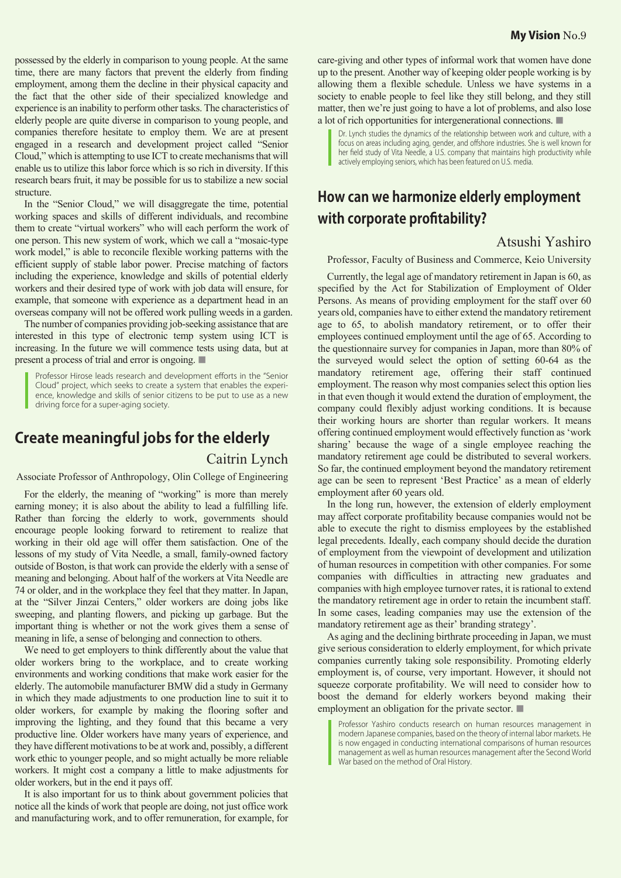possessed by the elderly in comparison to young people. At the same time, there are many factors that prevent the elderly from finding employment, among them the decline in their physical capacity and the fact that the other side of their specialized knowledge and experience is an inability to perform other tasks. The characteristics of elderly people are quite diverse in comparison to young people, and companies therefore hesitate to employ them. We are at present engaged in a research and development project called "Senior Cloud," which is attempting to use ICT to create mechanisms that will enable us to utilize this labor force which is so rich in diversity. If this research bears fruit, it may be possible for us to stabilize a new social structure.

In the "Senior Cloud," we will disaggregate the time, potential working spaces and skills of different individuals, and recombine them to create "virtual workers" who will each perform the work of one person. This new system of work, which we call a "mosaic-type work model," is able to reconcile flexible working patterns with the efficient supply of stable labor power. Precise matching of factors including the experience, knowledge and skills of potential elderly workers and their desired type of work with job data will ensure, for example, that someone with experience as a department head in an overseas company will not be offered work pulling weeds in a garden.

The number of companies providing job-seeking assistance that are interested in this type of electronic temp system using ICT is increasing. In the future we will commence tests using data, but at present a process of trial and error is ongoing. ■

> Professor Hirose leads research and development efforts in the "Senior Cloud" project, which seeks to create a system that enables the experience, knowledge and skills of senior citizens to be put to use as a new driving force for a super-aging society.

## Create meaningful jobs for the elderly

**Caitrin Lynch**

Associate Professor of Anthropology, Olin College of Engineering

For the elderly, the meaning of "working" is more than merely earning money; it is also about the ability to lead a fulfilling life. Rather than forcing the elderly to work, governments should encourage people looking forward to retirement to realize that working in their old age will offer them satisfaction. One of the lessons of my study of Vita Needle, a small, family-owned factory outside of Boston, is that work can provide the elderly with a sense of meaning and belonging. About half of the workers at Vita Needle are 74 or older, and in the workplace they feel that they matter. In Japan, at the "Silver Jinzai Centers," older workers are doing jobs like sweeping, and planting flowers, and picking up garbage. But the important thing is whether or not the work gives them a sense of meaning in life, a sense of belonging and connection to others.

We need to get employers to think differently about the value that older workers bring to the workplace, and to create working environments and working conditions that make work easier for the elderly. The automobile manufacturer BMW did a study in Germany in which they made adjustments to one production line to suit it to older workers, for example by making the flooring softer and improving the lighting, and they found that this became a very productive line. Older workers have many years of experience, and they have different motivations to be at work and, possibly, a different work ethic to younger people, and so might actually be more reliable workers. It might cost a company a little to make adjustments for older workers, but in the end it pays off.

It is also important for us to think about government policies that notice all the kinds of work that people are doing, not just office work and manufacturing work, and to offer remuneration, for example, for care-giving and other types of informal work that women have done up to the present. Another way of keeping older people working is by allowing them a flexible schedule. Unless we have systems in a society to enable people to feel like they still belong, and they still matter, then we're just going to have a lot of problems, and also lose a lot of rich opportunities for intergenerational connections. ■

> Dr. Lynch studies the dynamics of the relationship between work and culture, with a focus on areas including aging, gender, and offshore industries. She is well known for her field study of Vita Needle, a U.S. company that maintains high productivity while actively employing seniors, which has been featured on U.S. media.

## How can we harmonize elderly employment with corporate profitability?

**Atsushi Yashiro**

Professor, Faculty of Business and Commerce, Keio University

Currently, the legal age of mandatory retirement in Japan is 60, as specified by the Act for Stabilization of Employment of Older Persons. As means of providing employment for the staff over 60 years old, companies have to either extend the mandatory retirement age to 65, to abolish mandatory retirement, or to offer their employees continued employment until the age of 65. According to the questionnaire survey for companies in Japan, more than 80% of the surveyed would select the option of setting 60-64 as the mandatory retirement age, offering their staff continued employment. The reason why most companies select this option lies in that even though it would extend the duration of employment, the company could flexibly adjust working conditions. It is because their working hours are shorter than regular workers. It means offering continued employment would effectively function as 'work sharing' because the wage of a single employee reaching the mandatory retirement age could be distributed to several workers. So far, the continued employment beyond the mandatory retirement age can be seen to represent 'Best Practice' as a mean of elderly employment after 60 years old.

In the long run, however, the extension of elderly employment may affect corporate profitability because companies would not be able to execute the right to dismiss employees by the established legal precedents. Ideally, each company should decide the duration of employment from the viewpoint of development and utilization of human resources in competition with other companies. For some companies with difficulties in attracting new graduates and companies with high employee turnover rates, it is rational to extend the mandatory retirement age in order to retain the incumbent staff. In some cases, leading companies may use the extension of the mandatory retirement age as their' branding strategy'.

As aging and the declining birthrate proceeding in Japan, we must give serious consideration to elderly employment, for which private companies currently taking sole responsibility. Promoting elderly employment is, of course, very important. However, it should not squeeze corporate profitability. We will need to consider how to boost the demand for elderly workers beyond making their employment an obligation for the private sector. ■

> Professor Yashiro conducts research on human resources management in modern Japanese companies, based on the theory of internal labor markets. He is now engaged in conducting international comparisons of human resources management as well as human resources management after the Second World War based on the method of Oral History.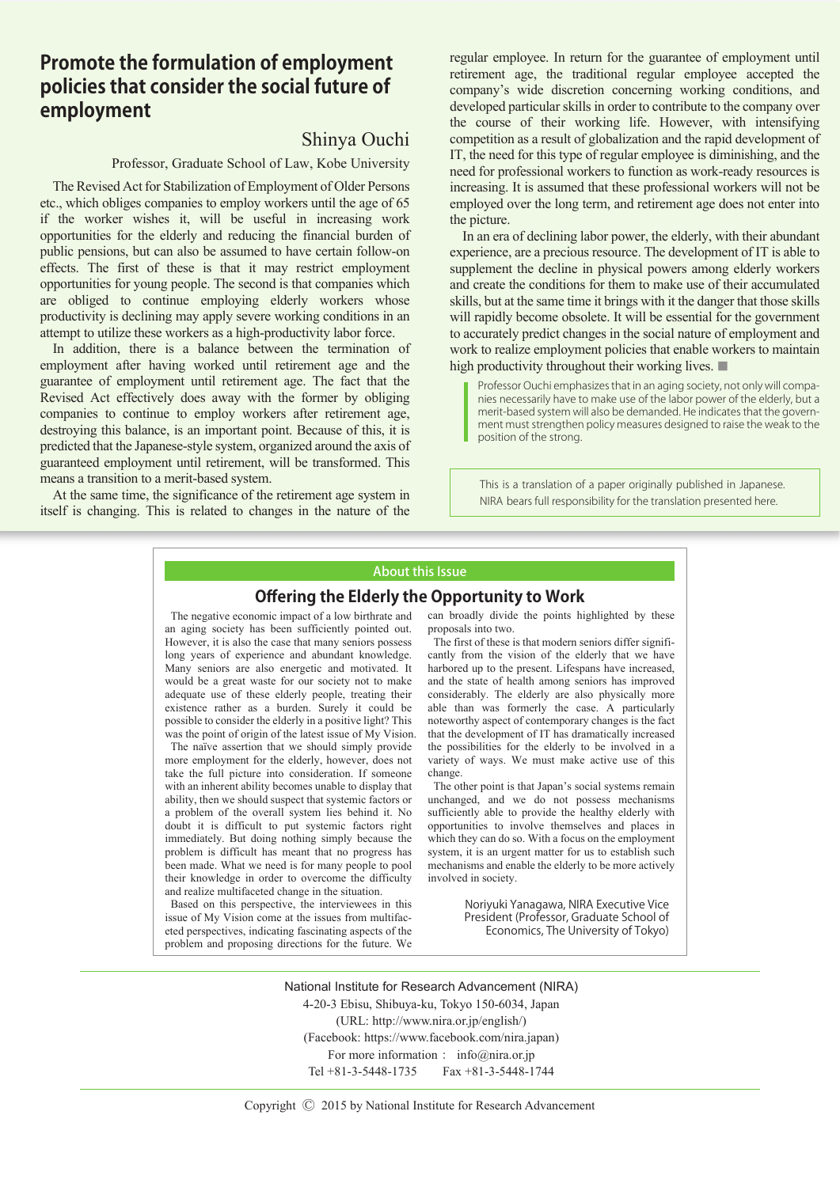## Promote the formulation of employment policies that consider the social future of employment

Shinya Ouchi

Professor, Graduate School of Law, Kobe University

The Revised Act for Stabilization of Employment of Older Persons etc., which obliges companies to employ workers until the age of 65 if the worker wishes it, will be useful in increasing work opportunities for the elderly and reducing the financial burden of public pensions, but can also be assumed to have certain follow-on effects. The first of these is that it may restrict employment opportunities for young people. The second is that companies which are obliged to continue employing elderly workers whose productivity is declining may apply severe working conditions in an attempt to utilize these workers as a high-productivity labor force.

In addition, there is a balance between the termination of employment after having worked until retirement age and the guarantee of employment until retirement age. The fact that the Revised Act effectively does away with the former by obliging companies to continue to employ workers after retirement age, destroying this balance, is an important point. Because of this, it is predicted that the Japanese-style system, organized around the axis of guaranteed employment until retirement, will be transformed. This means a transition to a merit-based system.

At the same time, the significance of the retirement age system in itself is changing. This is related to changes in the nature of the regular employee. In return for the guarantee of employment until retirement age, the traditional regular employee accepted the company's wide discretion concerning working conditions, and developed particular skills in order to contribute to the company over the course of their working life. However, with intensifying competition as a result of globalization and the rapid development of IT, the need for this type of regular employee is diminishing, and the need for professional workers to function as work-ready resources is increasing. It is assumed that these professional workers will not be employed over the long term, and retirement age does not enter into the picture.

In an era of declining labor power, the elderly, with their abundant experience, are a precious resource. The development of IT is able to supplement the decline in physical powers among elderly workers and create the conditions for them to make use of their accumulated skills, but at the same time it brings with it the danger that those skills will rapidly become obsolete. It will be essential for the government to accurately predict changes in the social nature of employment and work to realize employment policies that enable workers to maintain high productivity throughout their working lives. ■

Professor Ouchi emphasizes that in an aging society, not only will companies necessarily have to make use of the labor power of the elderly, but a merit-based system will also be demanded. He indicates that the government must strengthen policy measures designed to raise the weak to the position of the strong.

This is a translation of a paper originally published in Japanese. NIRA bears full responsibility for the translation presented here.

About this Issue

## Offering the Elderly the Opportunity to Work

The negative economic impact of a low birthrate and an aging society has been sufficiently pointed out. However, it is also the case that many seniors possess long years of experience and abundant knowledge. Many seniors are also energetic and motivated. It would be a great waste for our society not to make adequate use of these elderly people, treating their existence rather as a burden. Surely it could be possible to consider the elderly in a positive light? This was the point of origin of the latest issue of My Vision.

The naïve assertion that we should simply provide more employment for the elderly, however, does not take the full picture into consideration. If someone with an inherent ability becomes unable to display that ability, then we should suspect that systemic factors or a problem of the overall system lies behind it. No doubt it is difficult to put systemic factors right immediately. But doing nothing simply because the problem is difficult has meant that no progress has been made. What we need is for many people to pool their knowledge in order to overcome the difficulty and realize multifaceted change in the situation.

Based on this perspective, the interviewees in this issue of My Vision come at the issues from multifaceted perspectives, indicating fascinating aspects of the problem and proposing directions for the future. We can broadly divide the points highlighted by these proposals into two.

The first of these is that modern seniors differ significantly from the vision of the elderly that we have harbored up to the present. Lifespans have increased, and the state of health among seniors has improved considerably. The elderly are also physically more able than was formerly the case. A particularly noteworthy aspect of contemporary changes is the fact that the development of IT has dramatically increased the possibilities for the elderly to be involved in a variety of ways. We must make active use of this change.

The other point is that Japan's social systems remain unchanged, and we do not possess mechanisms sufficiently able to provide the healthy elderly with opportunities to involve themselves and places in which they can do so. With a focus on the employment system, it is an urgent matter for us to establish such mechanisms and enable the elderly to be more actively involved in society.

Noriyuki Yanagawa, NIRA Executive Vice President (Professor, Graduate School of Economics, The University of Tokyo)

National Institute for Research Advancement (NIRA)
4-20-3 Ebisu, Shibuya-ku, Tokyo 150-6034, Japan
(URL: http://www.nira.or.jp/english/)
(Facebook: https://www.facebook.com/nira.japan)
For more information： info@nira.or.jp
Tel +81-3-5448-1735　　Fax +81-3-5448-1744

Copyright © 2015 by National Institute for Research Advancement